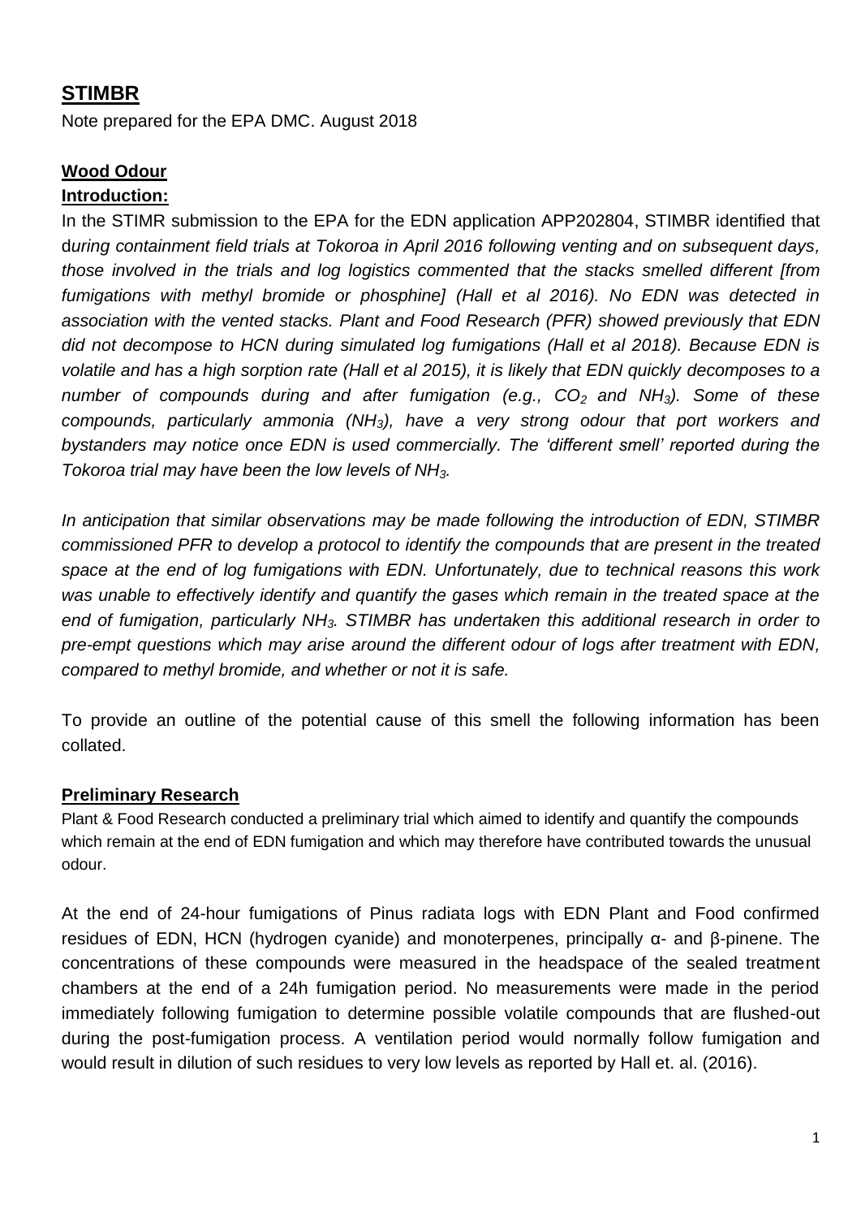# STIMBR

Note prepared for the EPA DMC. August 2018

## Wood Odour

### Introduction:

In the STIMR submission to the EPA for the EDN application APP202804, STIMBR identified that d*uring containment field trials at Tokoroa in April 2016 following venting and on subsequent days, those involved in the trials and log logistics commented that the stacks smelled different [from fumigations with methyl bromide or phosphine] (Hall et al 2016). No EDN was detected in association with the vented stacks. Plant and Food Research (PFR) showed previously that EDN did not decompose to HCN during simulated log fumigations (Hall et al 2018). Because EDN is volatile and has a high sorption rate (Hall et al 2015), it is likely that EDN quickly decomposes to a number of compounds during and after fumigation (e.g., $CO_2$ and $NH_3$). Some of these compounds, particularly ammonia ($NH_3$), have a very strong odour that port workers and bystanders may notice once EDN is used commercially. The 'different smell' reported during the Tokoroa trial may have been the low levels of $NH_3$.*

*In anticipation that similar observations may be made following the introduction of EDN, STIMBR commissioned PFR to develop a protocol to identify the compounds that are present in the treated space at the end of log fumigations with EDN. Unfortunately, due to technical reasons this work was unable to effectively identify and quantify the gases which remain in the treated space at the end of fumigation, particularly $NH_3$. STIMBR has undertaken this additional research in order to pre-empt questions which may arise around the different odour of logs after treatment with EDN, compared to methyl bromide, and whether or not it is safe.*

To provide an outline of the potential cause of this smell the following information has been collated.

### Preliminary Research

Plant & Food Research conducted a preliminary trial which aimed to identify and quantify the compounds which remain at the end of EDN fumigation and which may therefore have contributed towards the unusual odour.

At the end of 24-hour fumigations of Pinus radiata logs with EDN Plant and Food confirmed residues of EDN, HCN (hydrogen cyanide) and monoterpenes, principally α- and β-pinene. The concentrations of these compounds were measured in the headspace of the sealed treatment chambers at the end of a 24h fumigation period. No measurements were made in the period immediately following fumigation to determine possible volatile compounds that are flushed-out during the post-fumigation process. A ventilation period would normally follow fumigation and would result in dilution of such residues to very low levels as reported by Hall et. al. (2016).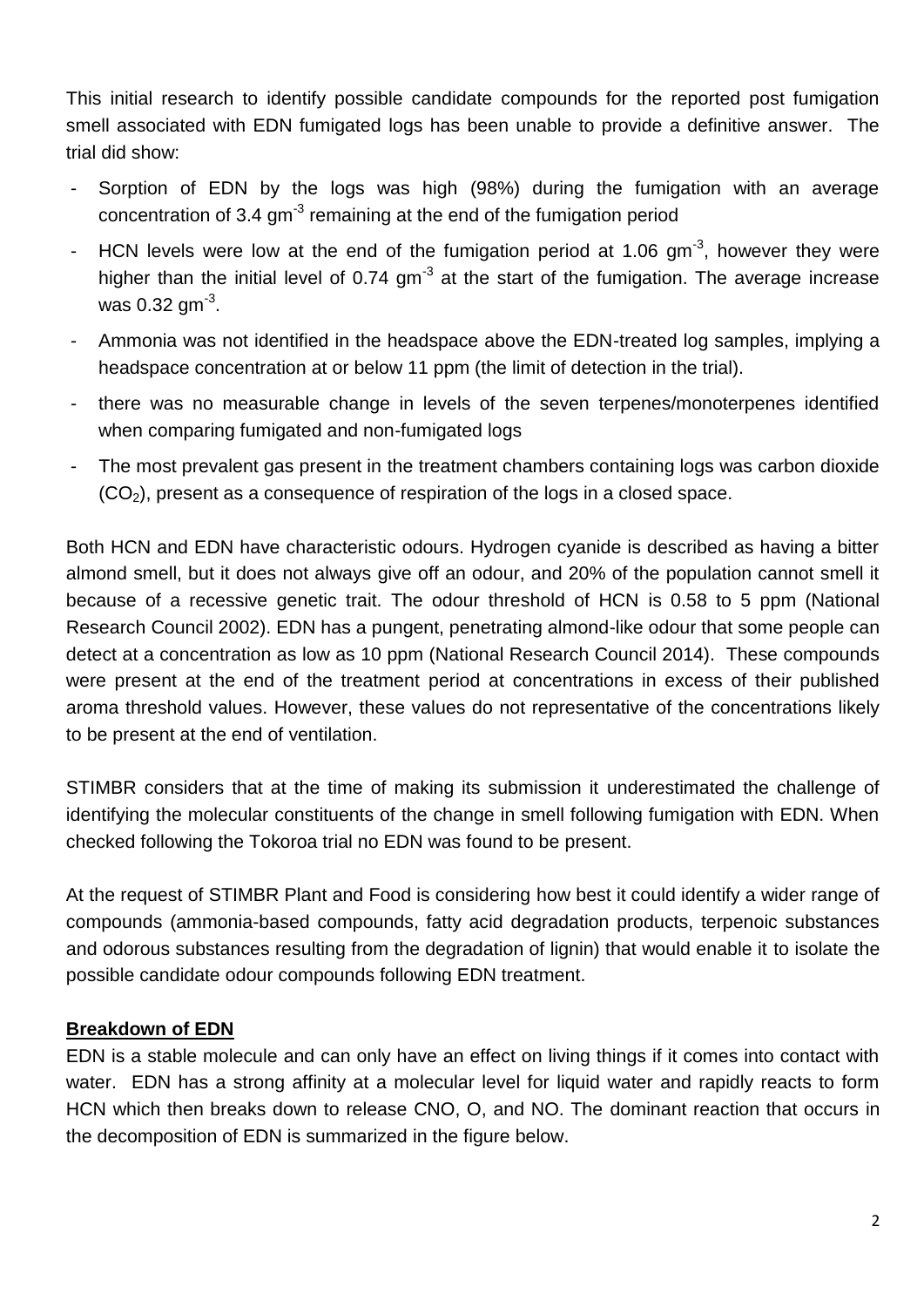This initial research to identify possible candidate compounds for the reported post fumigation smell associated with EDN fumigated logs has been unable to provide a definitive answer. The trial did show:

- Sorption of EDN by the logs was high (98%) during the fumigation with an average concentration of 3.4 $gm^{-3}$ remaining at the end of the fumigation period
- HCN levels were low at the end of the fumigation period at 1.06 $gm^{-3}$, however they were higher than the initial level of 0.74 $gm^{-3}$ at the start of the fumigation. The average increase was 0.32 $gm^{-3}$.
- Ammonia was not identified in the headspace above the EDN-treated log samples, implying a headspace concentration at or below 11 ppm (the limit of detection in the trial).
- there was no measurable change in levels of the seven terpenes/monoterpenes identified when comparing fumigated and non-fumigated logs
- The most prevalent gas present in the treatment chambers containing logs was carbon dioxide ($CO_2$), present as a consequence of respiration of the logs in a closed space.

Both HCN and EDN have characteristic odours. Hydrogen cyanide is described as having a bitter almond smell, but it does not always give off an odour, and 20% of the population cannot smell it because of a recessive genetic trait. The odour threshold of HCN is 0.58 to 5 ppm (National Research Council 2002). EDN has a pungent, penetrating almond-like odour that some people can detect at a concentration as low as 10 ppm (National Research Council 2014). These compounds were present at the end of the treatment period at concentrations in excess of their published aroma threshold values. However, these values do not representative of the concentrations likely to be present at the end of ventilation.

STIMBR considers that at the time of making its submission it underestimated the challenge of identifying the molecular constituents of the change in smell following fumigation with EDN. When checked following the Tokoroa trial no EDN was found to be present.

At the request of STIMBR Plant and Food is considering how best it could identify a wider range of compounds (ammonia-based compounds, fatty acid degradation products, terpenoic substances and odorous substances resulting from the degradation of lignin) that would enable it to isolate the possible candidate odour compounds following EDN treatment.

## Breakdown of EDN

EDN is a stable molecule and can only have an effect on living things if it comes into contact with water. EDN has a strong affinity at a molecular level for liquid water and rapidly reacts to form HCN which then breaks down to release CNO, O, and NO. The dominant reaction that occurs in the decomposition of EDN is summarized in the figure below.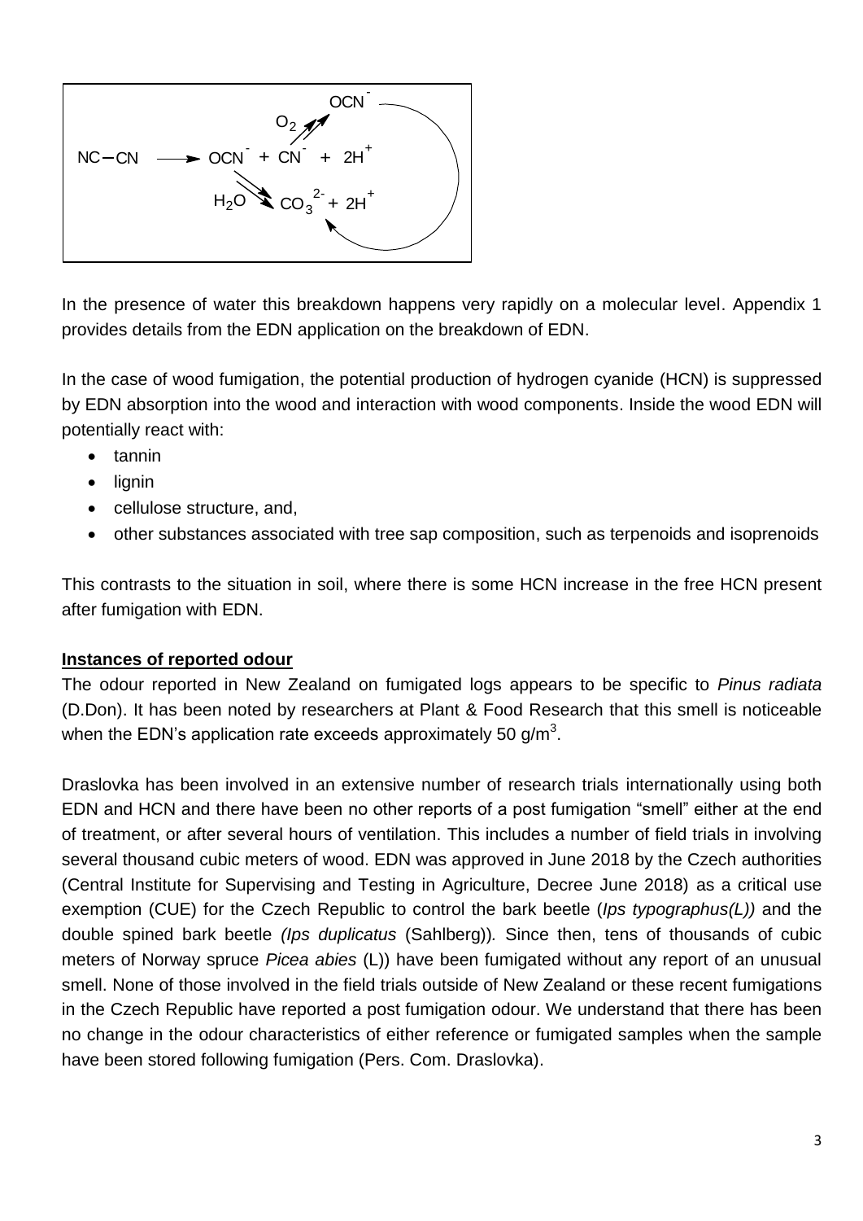$$NC-CN \longrightarrow OCN^- + CN^- + 2H^+$$

$$CN^- \xrightarrow{O_2} OCN^-$$

$$OCN^- \xrightarrow{H_2O} CO_3^{2-} + 2H^+$$

In the presence of water this breakdown happens very rapidly on a molecular level. Appendix 1 provides details from the EDN application on the breakdown of EDN.

In the case of wood fumigation, the potential production of hydrogen cyanide (HCN) is suppressed by EDN absorption into the wood and interaction with wood components. Inside the wood EDN will potentially react with:

- tannin
- lignin
- cellulose structure, and,
- other substances associated with tree sap composition, such as terpenoids and isoprenoids

This contrasts to the situation in soil, where there is some HCN increase in the free HCN present after fumigation with EDN.

**Instances of reported odour**

The odour reported in New Zealand on fumigated logs appears to be specific to *Pinus radiata* (D.Don). It has been noted by researchers at Plant & Food Research that this smell is noticeable when the EDN's application rate exceeds approximately 50 $g/m^3$.

Draslovka has been involved in an extensive number of research trials internationally using both EDN and HCN and there have been no other reports of a post fumigation "smell" either at the end of treatment, or after several hours of ventilation. This includes a number of field trials in involving several thousand cubic meters of wood. EDN was approved in June 2018 by the Czech authorities (Central Institute for Supervising and Testing in Agriculture, Decree June 2018) as a critical use exemption (CUE) for the Czech Republic to control the bark beetle (*Ips typographus(L))* and the double spined bark beetle *(Ips duplicatus* (Sahlberg))*.* Since then, tens of thousands of cubic meters of Norway spruce *Picea abies* (L)) have been fumigated without any report of an unusual smell. None of those involved in the field trials outside of New Zealand or these recent fumigations in the Czech Republic have reported a post fumigation odour. We understand that there has been no change in the odour characteristics of either reference or fumigated samples when the sample have been stored following fumigation (Pers. Com. Draslovka).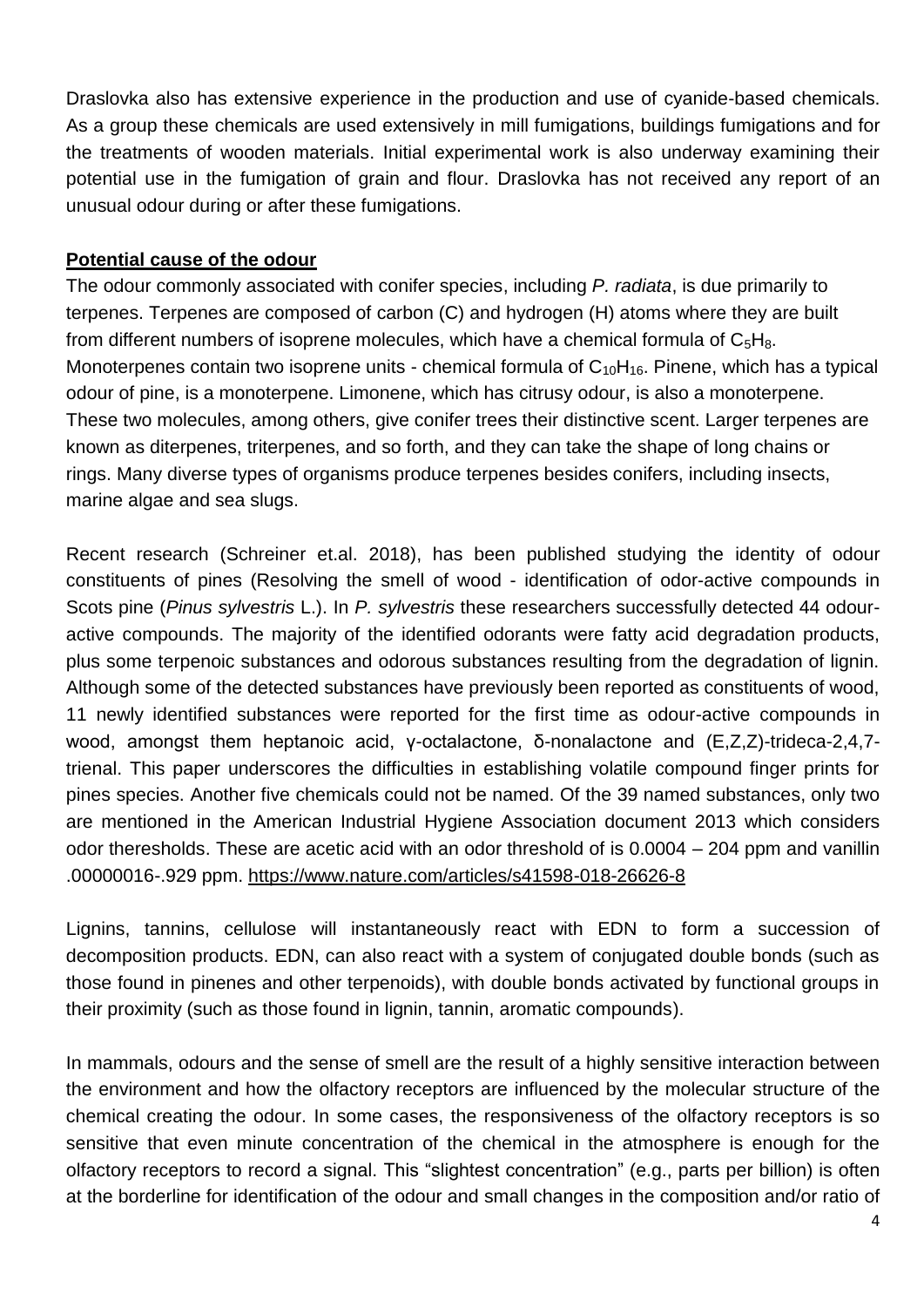Draslovka also has extensive experience in the production and use of cyanide-based chemicals. As a group these chemicals are used extensively in mill fumigations, buildings fumigations and for the treatments of wooden materials. Initial experimental work is also underway examining their potential use in the fumigation of grain and flour. Draslovka has not received any report of an unusual odour during or after these fumigations.

**Potential cause of the odour**

The odour commonly associated with conifer species, including *P. radiata*, is due primarily to terpenes. Terpenes are composed of carbon (C) and hydrogen (H) atoms where they are built from different numbers of isoprene molecules, which have a chemical formula of $C_5H_8$. Monoterpenes contain two isoprene units - chemical formula of $C_{10}H_{16}$. Pinene, which has a typical odour of pine, is a monoterpene. Limonene, which has citrusy odour, is also a monoterpene. These two molecules, among others, give conifer trees their distinctive scent. Larger terpenes are known as diterpenes, triterpenes, and so forth, and they can take the shape of long chains or rings. Many diverse types of organisms produce terpenes besides conifers, including insects, marine algae and sea slugs.

Recent research (Schreiner et.al. 2018), has been published studying the identity of odour constituents of pines (Resolving the smell of wood - identification of odor-active compounds in Scots pine (*Pinus sylvestris* L.). In *P. sylvestris* these researchers successfully detected 44 odour-active compounds. The majority of the identified odorants were fatty acid degradation products, plus some terpenoic substances and odorous substances resulting from the degradation of lignin. Although some of the detected substances have previously been reported as constituents of wood, 11 newly identified substances were reported for the first time as odour-active compounds in wood, amongst them heptanoic acid, γ-octalactone, δ-nonalactone and (E,Z,Z)-trideca-2,4,7-trienal. This paper underscores the difficulties in establishing volatile compound finger prints for pines species. Another five chemicals could not be named. Of the 39 named substances, only two are mentioned in the American Industrial Hygiene Association document 2013 which considers odor theresholds. These are acetic acid with an odor threshold of is 0.0004 – 204 ppm and vanillin .00000016-.929 ppm. https://www.nature.com/articles/s41598-018-26626-8

Lignins, tannins, cellulose will instantaneously react with EDN to form a succession of decomposition products. EDN, can also react with a system of conjugated double bonds (such as those found in pinenes and other terpenoids), with double bonds activated by functional groups in their proximity (such as those found in lignin, tannin, aromatic compounds).

In mammals, odours and the sense of smell are the result of a highly sensitive interaction between the environment and how the olfactory receptors are influenced by the molecular structure of the chemical creating the odour. In some cases, the responsiveness of the olfactory receptors is so sensitive that even minute concentration of the chemical in the atmosphere is enough for the olfactory receptors to record a signal. This "slightest concentration" (e.g., parts per billion) is often at the borderline for identification of the odour and small changes in the composition and/or ratio of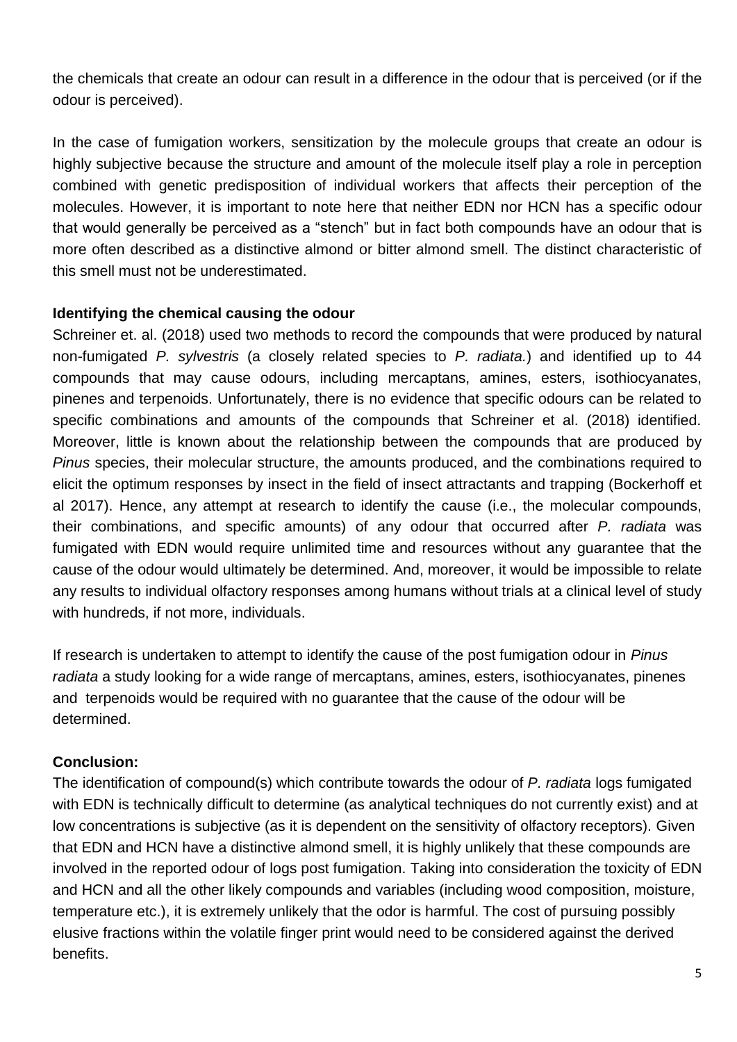the chemicals that create an odour can result in a difference in the odour that is perceived (or if the odour is perceived).

In the case of fumigation workers, sensitization by the molecule groups that create an odour is highly subjective because the structure and amount of the molecule itself play a role in perception combined with genetic predisposition of individual workers that affects their perception of the molecules. However, it is important to note here that neither EDN nor HCN has a specific odour that would generally be perceived as a "stench" but in fact both compounds have an odour that is more often described as a distinctive almond or bitter almond smell. The distinct characteristic of this smell must not be underestimated.

**Identifying the chemical causing the odour**

Schreiner et. al. (2018) used two methods to record the compounds that were produced by natural non-fumigated *P. sylvestris* (a closely related species to *P. radiata.*) and identified up to 44 compounds that may cause odours, including mercaptans, amines, esters, isothiocyanates, pinenes and terpenoids. Unfortunately, there is no evidence that specific odours can be related to specific combinations and amounts of the compounds that Schreiner et al. (2018) identified. Moreover, little is known about the relationship between the compounds that are produced by *Pinus* species, their molecular structure, the amounts produced, and the combinations required to elicit the optimum responses by insect in the field of insect attractants and trapping (Bockerhoff et al 2017). Hence, any attempt at research to identify the cause (i.e., the molecular compounds, their combinations, and specific amounts) of any odour that occurred after *P. radiata* was fumigated with EDN would require unlimited time and resources without any guarantee that the cause of the odour would ultimately be determined. And, moreover, it would be impossible to relate any results to individual olfactory responses among humans without trials at a clinical level of study with hundreds, if not more, individuals.

If research is undertaken to attempt to identify the cause of the post fumigation odour in *Pinus radiata* a study looking for a wide range of mercaptans, amines, esters, isothiocyanates, pinenes and terpenoids would be required with no guarantee that the cause of the odour will be determined.

**Conclusion:**

The identification of compound(s) which contribute towards the odour of *P. radiata* logs fumigated with EDN is technically difficult to determine (as analytical techniques do not currently exist) and at low concentrations is subjective (as it is dependent on the sensitivity of olfactory receptors). Given that EDN and HCN have a distinctive almond smell, it is highly unlikely that these compounds are involved in the reported odour of logs post fumigation. Taking into consideration the toxicity of EDN and HCN and all the other likely compounds and variables (including wood composition, moisture, temperature etc.), it is extremely unlikely that the odor is harmful. The cost of pursuing possibly elusive fractions within the volatile finger print would need to be considered against the derived benefits.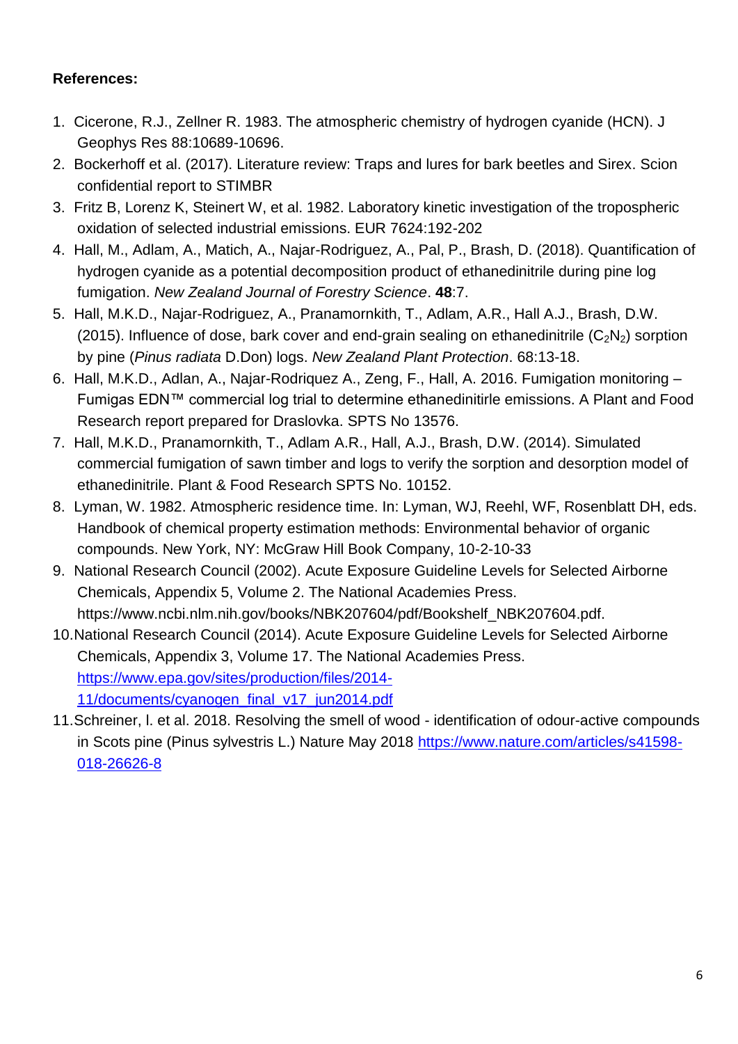**References:**

1. Cicerone, R.J., Zellner R. 1983. The atmospheric chemistry of hydrogen cyanide (HCN). J Geophys Res 88:10689-10696.
2. Bockerhoff et al. (2017). Literature review: Traps and lures for bark beetles and Sirex. Scion confidential report to STIMBR
3. Fritz B, Lorenz K, Steinert W, et al. 1982. Laboratory kinetic investigation of the tropospheric oxidation of selected industrial emissions. EUR 7624:192-202
4. Hall, M., Adlam, A., Matich, A., Najar-Rodriguez, A., Pal, P., Brash, D. (2018). Quantification of hydrogen cyanide as a potential decomposition product of ethanedinitrile during pine log fumigation. *New Zealand Journal of Forestry Science*. **48**:7.
5. Hall, M.K.D., Najar-Rodriguez, A., Pranamornkith, T., Adlam, A.R., Hall A.J., Brash, D.W. (2015). Influence of dose, bark cover and end-grain sealing on ethanedinitrile ($C_2N_2$) sorption by pine (*Pinus radiata* D.Don) logs. *New Zealand Plant Protection*. 68:13-18.
6. Hall, M.K.D., Adlan, A., Najar-Rodriquez A., Zeng, F., Hall, A. 2016. Fumigation monitoring – Fumigas EDN™ commercial log trial to determine ethanedinitirle emissions. A Plant and Food Research report prepared for Draslovka. SPTS No 13576.
7. Hall, M.K.D., Pranamornkith, T., Adlam A.R., Hall, A.J., Brash, D.W. (2014). Simulated commercial fumigation of sawn timber and logs to verify the sorption and desorption model of ethanedinitrile. Plant & Food Research SPTS No. 10152.
8. Lyman, W. 1982. Atmospheric residence time. In: Lyman, WJ, Reehl, WF, Rosenblatt DH, eds. Handbook of chemical property estimation methods: Environmental behavior of organic compounds. New York, NY: McGraw Hill Book Company, 10-2-10-33
9. National Research Council (2002). Acute Exposure Guideline Levels for Selected Airborne Chemicals, Appendix 5, Volume 2. The National Academies Press. https://www.ncbi.nlm.nih.gov/books/NBK207604/pdf/Bookshelf_NBK207604.pdf.
10. National Research Council (2014). Acute Exposure Guideline Levels for Selected Airborne Chemicals, Appendix 3, Volume 17. The National Academies Press. https://www.epa.gov/sites/production/files/2014-11/documents/cyanogen_final_v17_jun2014.pdf
11. Schreiner, l. et al. 2018. Resolving the smell of wood - identification of odour-active compounds in Scots pine (Pinus sylvestris L.) Nature May 2018 https://www.nature.com/articles/s41598-018-26626-8